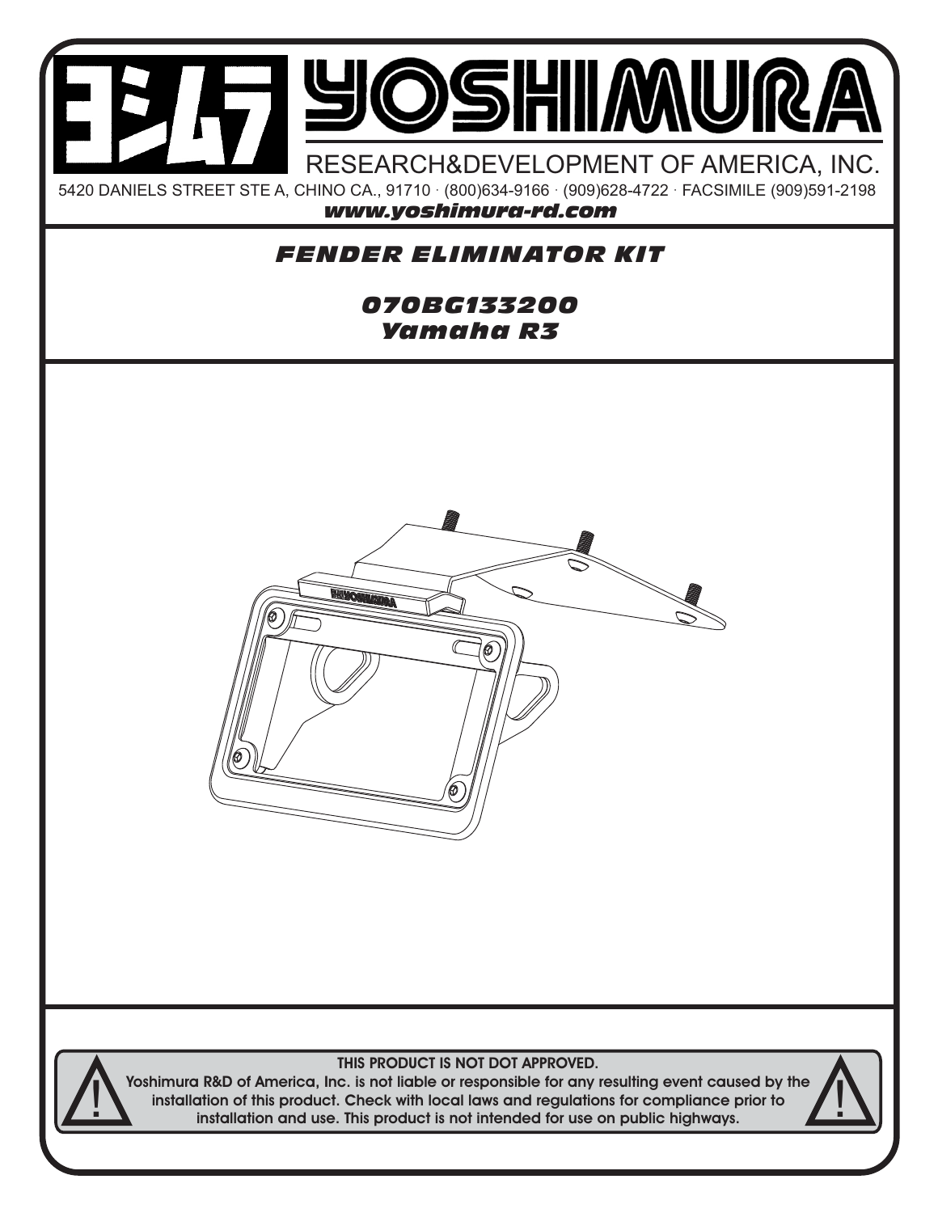# YOSHIMURA

RESEARCH&DEVELOPMENT OF AMERICA, INC.

5420 DANIELS STREET STE A, CHINO CA., 91710 · (800)634-9166 · (909)628-4722 · FACSIMILE (909)591-2198

***www.yoshimura-rd.com***

## *FENDER ELIMINATOR KIT*

### *070BG133200*
### *Yamaha R3*

**THIS PRODUCT IS NOT DOT APPROVED.**

**Yoshimura R&D of America, Inc. is not liable or responsible for any resulting event caused by the installation of this product. Check with local laws and regulations for compliance prior to installation and use. This product is not intended for use on public highways.**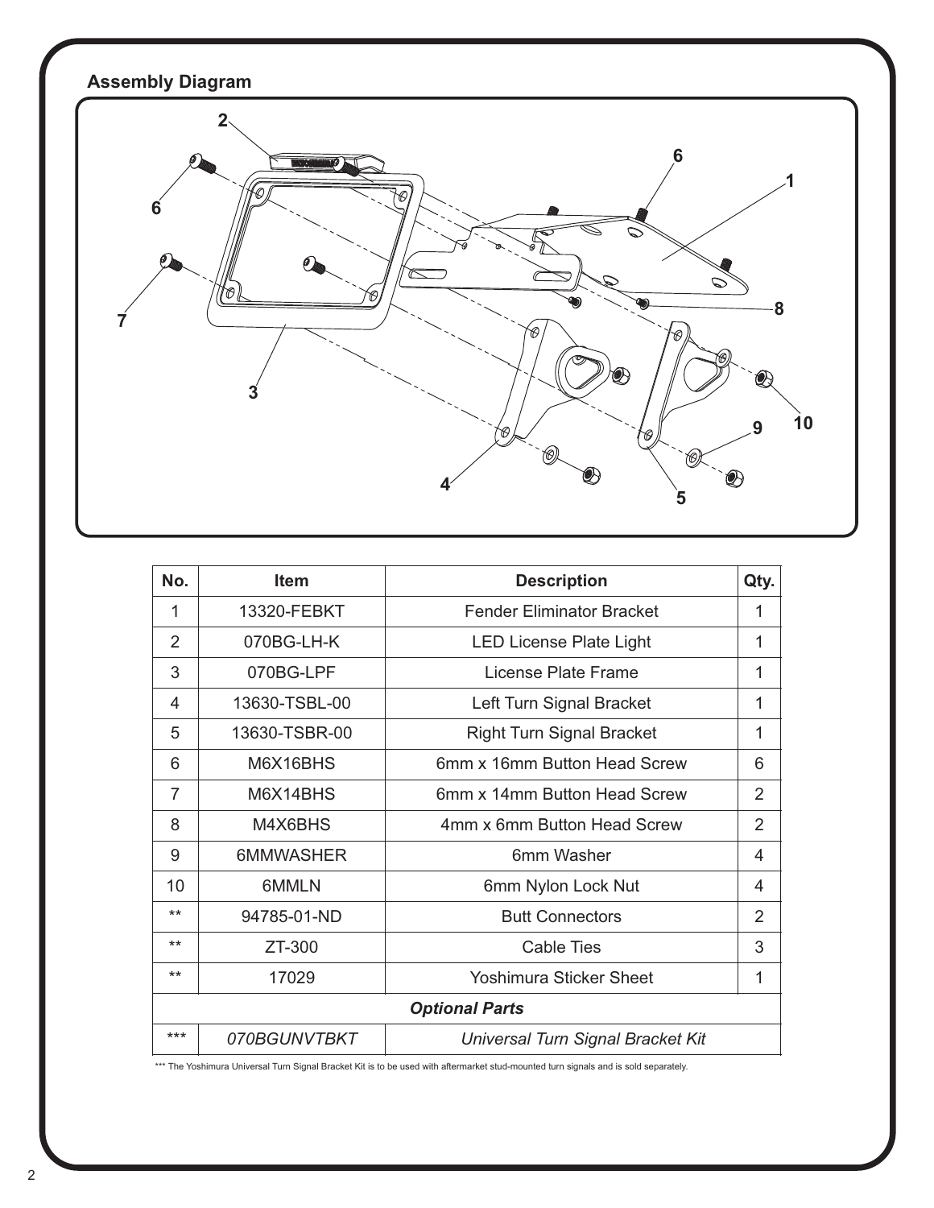## Assembly Diagram

| No. | Item | Description | Qty. |
|---|---|---|---|
| 1 | 13320-FEBKT | Fender Eliminator Bracket | 1 |
| 2 | 070BG-LH-K | LED License Plate Light | 1 |
| 3 | 070BG-LPF | License Plate Frame | 1 |
| 4 | 13630-TSBL-00 | Left Turn Signal Bracket | 1 |
| 5 | 13630-TSBR-00 | Right Turn Signal Bracket | 1 |
| 6 | M6X16BHS | 6mm x 16mm Button Head Screw | 6 |
| 7 | M6X14BHS | 6mm x 14mm Button Head Screw | 2 |
| 8 | M4X6BHS | 4mm x 6mm Button Head Screw | 2 |
| 9 | 6MMWASHER | 6mm Washer | 4 |
| 10 | 6MMLN | 6mm Nylon Lock Nut | 4 |
| ** | 94785-01-ND | Butt Connectors | 2 |
| ** | ZT-300 | Cable Ties | 3 |
| ** | 17029 | Yoshimura Sticker Sheet | 1 |
| ***Optional Parts*** | | | |
| *\*\*\** | *070BGUNVTBKT* | *Universal Turn Signal Bracket Kit* | |

*** The Yoshimura Universal Turn Signal Bracket Kit is to be used with aftermarket stud-mounted turn signals and is sold separately.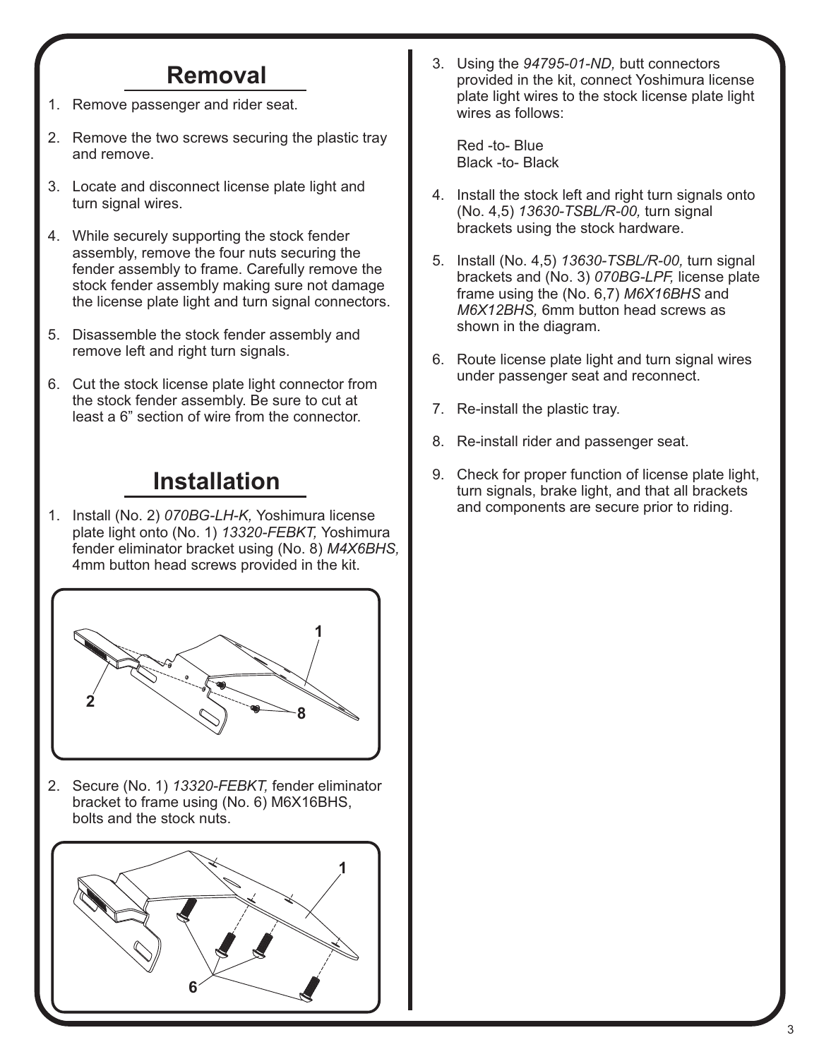## Removal

1. Remove passenger and rider seat.
2. Remove the two screws securing the plastic tray and remove.
3. Locate and disconnect license plate light and turn signal wires.
4. While securely supporting the stock fender assembly, remove the four nuts securing the fender assembly to frame. Carefully remove the stock fender assembly making sure not damage the license plate light and turn signal connectors.
5. Disassemble the stock fender assembly and remove left and right turn signals.
6. Cut the stock license plate light connector from the stock fender assembly. Be sure to cut at least a 6" section of wire from the connector.

## Installation

1. Install (No. 2) *070BG-LH-K,* Yoshimura license plate light onto (No. 1) *13320-FEBKT,* Yoshimura fender eliminator bracket using (No. 8) *M4X6BHS,* 4mm button head screws provided in the kit.

1
2
8

2. Secure (No. 1) *13320-FEBKT,* fender eliminator bracket to frame using (No. 6) M6X16BHS, bolts and the stock nuts.

1
6

3. Using the *94795-01-ND,* butt connectors provided in the kit, connect Yoshimura license plate light wires to the stock license plate light wires as follows:

   Red -to- Blue
   Black -to- Black

4. Install the stock left and right turn signals onto (No. 4,5) *13630-TSBL/R-00,* turn signal brackets using the stock hardware.
5. Install (No. 4,5) *13630-TSBL/R-00,* turn signal brackets and (No. 3) *070BG-LPF,* license plate frame using the (No. 6,7) *M6X16BHS* and *M6X12BHS,* 6mm button head screws as shown in the diagram.
6. Route license plate light and turn signal wires under passenger seat and reconnect.
7. Re-install the plastic tray.
8. Re-install rider and passenger seat.
9. Check for proper function of license plate light, turn signals, brake light, and that all brackets and components are secure prior to riding.